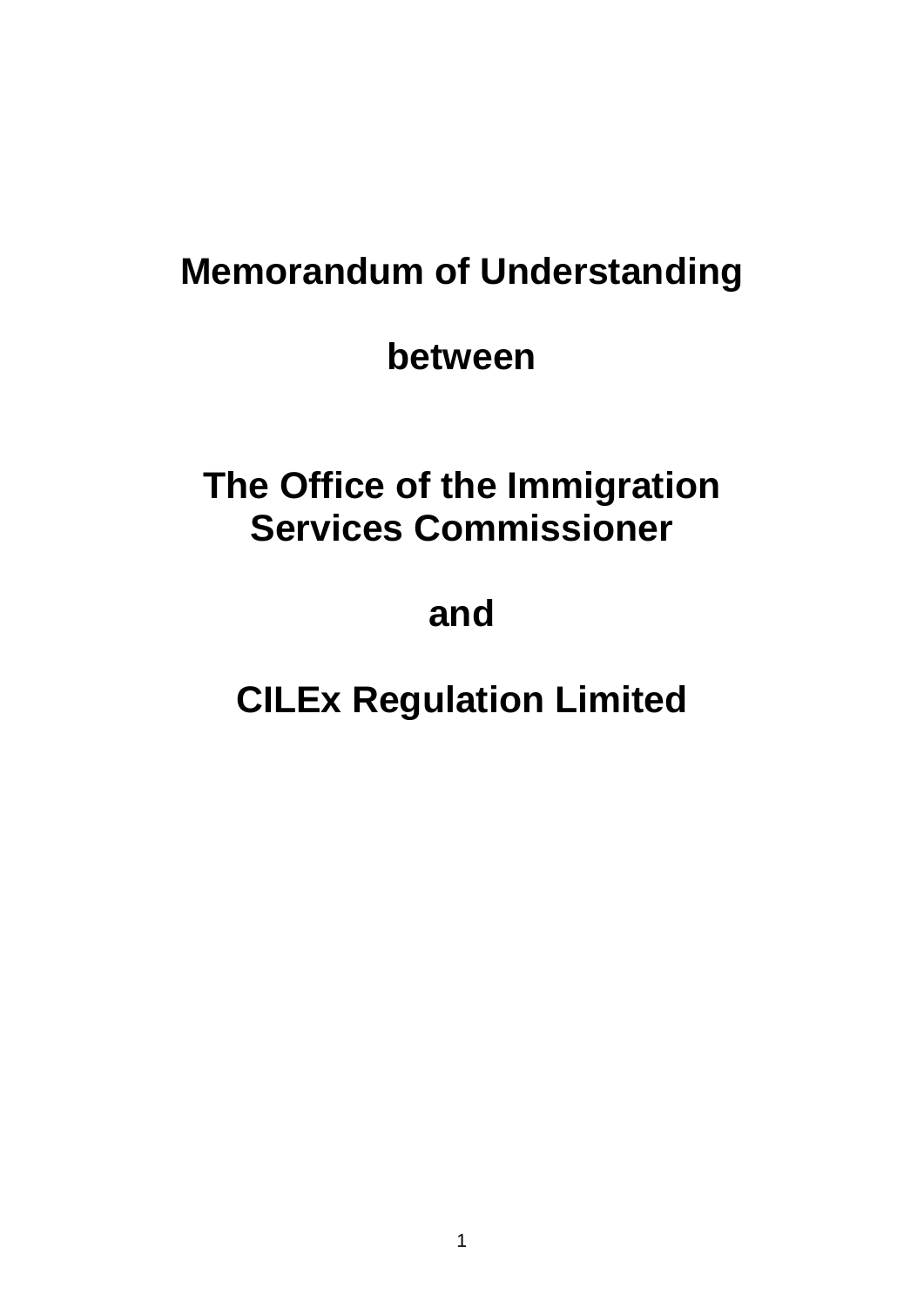# Memorandum of Understanding

## between

## The Office of the Immigration Services Commissioner

## and

## CILEx Regulation Limited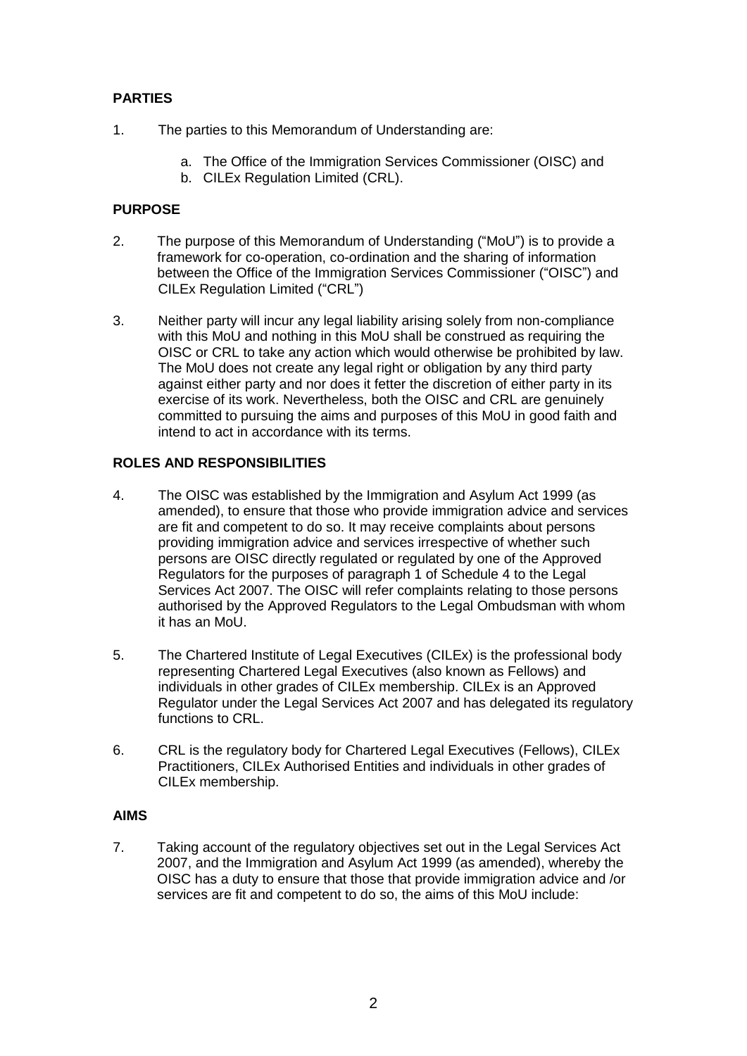## PARTIES

1. The parties to this Memorandum of Understanding are:

    a. The Office of the Immigration Services Commissioner (OISC) and
    b. CILEx Regulation Limited (CRL).

## PURPOSE

2. The purpose of this Memorandum of Understanding ("MoU") is to provide a framework for co-operation, co-ordination and the sharing of information between the Office of the Immigration Services Commissioner ("OISC") and CILEx Regulation Limited ("CRL")

3. Neither party will incur any legal liability arising solely from non-compliance with this MoU and nothing in this MoU shall be construed as requiring the OISC or CRL to take any action which would otherwise be prohibited by law. The MoU does not create any legal right or obligation by any third party against either party and nor does it fetter the discretion of either party in its exercise of its work. Nevertheless, both the OISC and CRL are genuinely committed to pursuing the aims and purposes of this MoU in good faith and intend to act in accordance with its terms.

## ROLES AND RESPONSIBILITIES

4. The OISC was established by the Immigration and Asylum Act 1999 (as amended), to ensure that those who provide immigration advice and services are fit and competent to do so. It may receive complaints about persons providing immigration advice and services irrespective of whether such persons are OISC directly regulated or regulated by one of the Approved Regulators for the purposes of paragraph 1 of Schedule 4 to the Legal Services Act 2007. The OISC will refer complaints relating to those persons authorised by the Approved Regulators to the Legal Ombudsman with whom it has an MoU.

5. The Chartered Institute of Legal Executives (CILEx) is the professional body representing Chartered Legal Executives (also known as Fellows) and individuals in other grades of CILEx membership. CILEx is an Approved Regulator under the Legal Services Act 2007 and has delegated its regulatory functions to CRL.

6. CRL is the regulatory body for Chartered Legal Executives (Fellows), CILEx Practitioners, CILEx Authorised Entities and individuals in other grades of CILEx membership.

## AIMS

7. Taking account of the regulatory objectives set out in the Legal Services Act 2007, and the Immigration and Asylum Act 1999 (as amended), whereby the OISC has a duty to ensure that those that provide immigration advice and /or services are fit and competent to do so, the aims of this MoU include: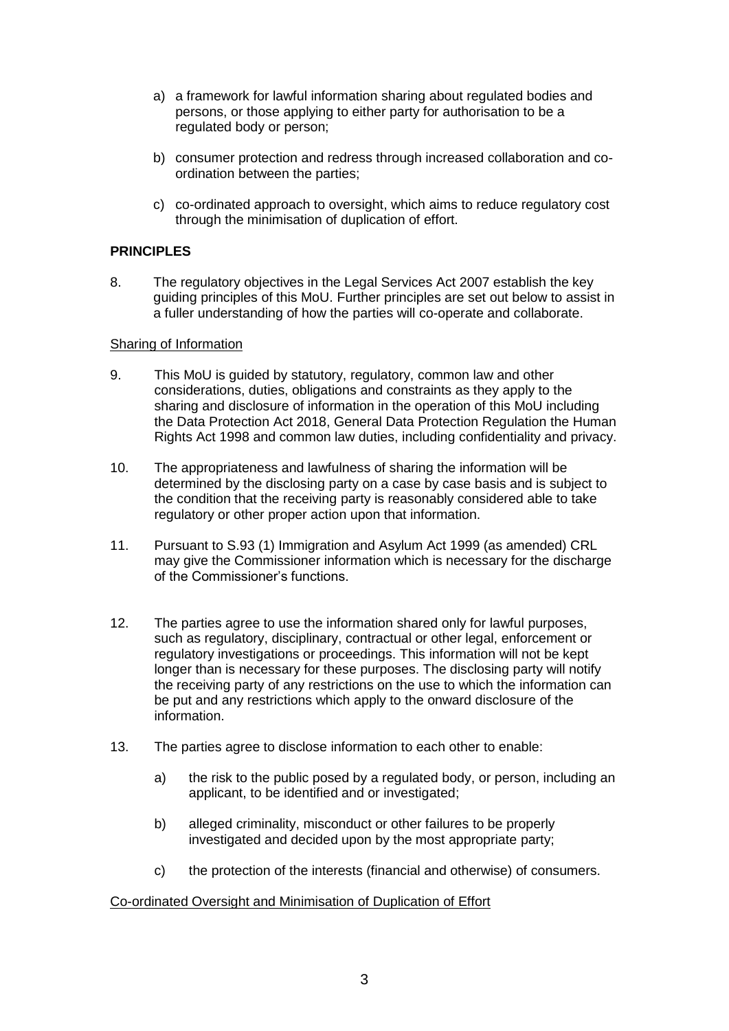a) a framework for lawful information sharing about regulated bodies and persons, or those applying to either party for authorisation to be a regulated body or person;

b) consumer protection and redress through increased collaboration and co-ordination between the parties;

c) co-ordinated approach to oversight, which aims to reduce regulatory cost through the minimisation of duplication of effort.

**PRINCIPLES**

8. The regulatory objectives in the Legal Services Act 2007 establish the key guiding principles of this MoU. Further principles are set out below to assist in a fuller understanding of how the parties will co-operate and collaborate.

<u>Sharing of Information</u>

9. This MoU is guided by statutory, regulatory, common law and other considerations, duties, obligations and constraints as they apply to the sharing and disclosure of information in the operation of this MoU including the Data Protection Act 2018, General Data Protection Regulation the Human Rights Act 1998 and common law duties, including confidentiality and privacy.

10. The appropriateness and lawfulness of sharing the information will be determined by the disclosing party on a case by case basis and is subject to the condition that the receiving party is reasonably considered able to take regulatory or other proper action upon that information.

11. Pursuant to S.93 (1) Immigration and Asylum Act 1999 (as amended) CRL may give the Commissioner information which is necessary for the discharge of the Commissioner's functions.

12. The parties agree to use the information shared only for lawful purposes, such as regulatory, disciplinary, contractual or other legal, enforcement or regulatory investigations or proceedings. This information will not be kept longer than is necessary for these purposes. The disclosing party will notify the receiving party of any restrictions on the use to which the information can be put and any restrictions which apply to the onward disclosure of the information.

13. The parties agree to disclose information to each other to enable:

    a) the risk to the public posed by a regulated body, or person, including an applicant, to be identified and or investigated;

    b) alleged criminality, misconduct or other failures to be properly investigated and decided upon by the most appropriate party;

    c) the protection of the interests (financial and otherwise) of consumers.

<u>Co-ordinated Oversight and Minimisation of Duplication of Effort</u>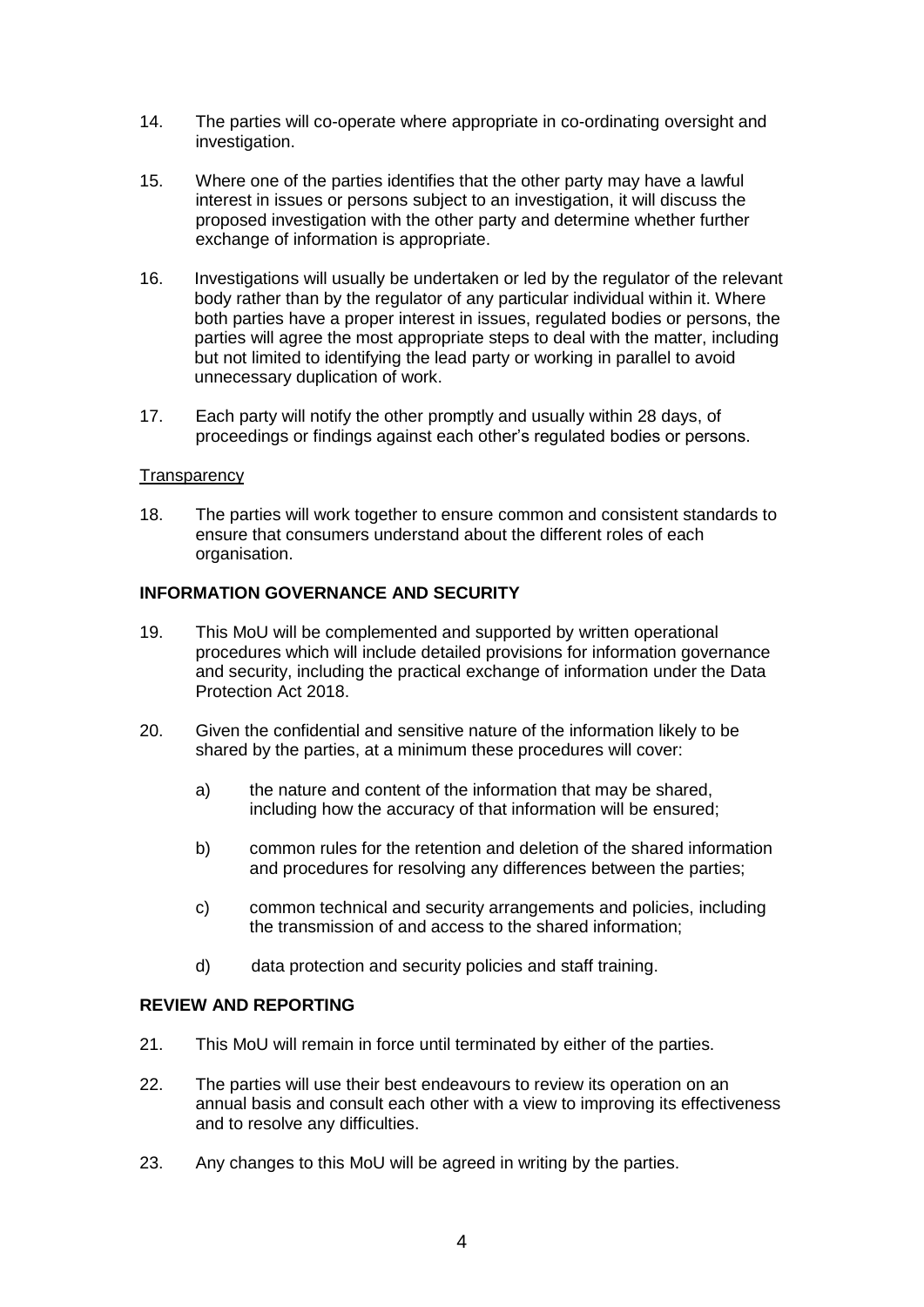14. The parties will co-operate where appropriate in co-ordinating oversight and investigation.

15. Where one of the parties identifies that the other party may have a lawful interest in issues or persons subject to an investigation, it will discuss the proposed investigation with the other party and determine whether further exchange of information is appropriate.

16. Investigations will usually be undertaken or led by the regulator of the relevant body rather than by the regulator of any particular individual within it. Where both parties have a proper interest in issues, regulated bodies or persons, the parties will agree the most appropriate steps to deal with the matter, including but not limited to identifying the lead party or working in parallel to avoid unnecessary duplication of work.

17. Each party will notify the other promptly and usually within 28 days, of proceedings or findings against each other's regulated bodies or persons.

Transparency

18. The parties will work together to ensure common and consistent standards to ensure that consumers understand about the different roles of each organisation.

**INFORMATION GOVERNANCE AND SECURITY**

19. This MoU will be complemented and supported by written operational procedures which will include detailed provisions for information governance and security, including the practical exchange of information under the Data Protection Act 2018.

20. Given the confidential and sensitive nature of the information likely to be shared by the parties, at a minimum these procedures will cover:

    a) the nature and content of the information that may be shared, including how the accuracy of that information will be ensured;

    b) common rules for the retention and deletion of the shared information and procedures for resolving any differences between the parties;

    c) common technical and security arrangements and policies, including the transmission of and access to the shared information;

    d) data protection and security policies and staff training.

**REVIEW AND REPORTING**

21. This MoU will remain in force until terminated by either of the parties.

22. The parties will use their best endeavours to review its operation on an annual basis and consult each other with a view to improving its effectiveness and to resolve any difficulties.

23. Any changes to this MoU will be agreed in writing by the parties.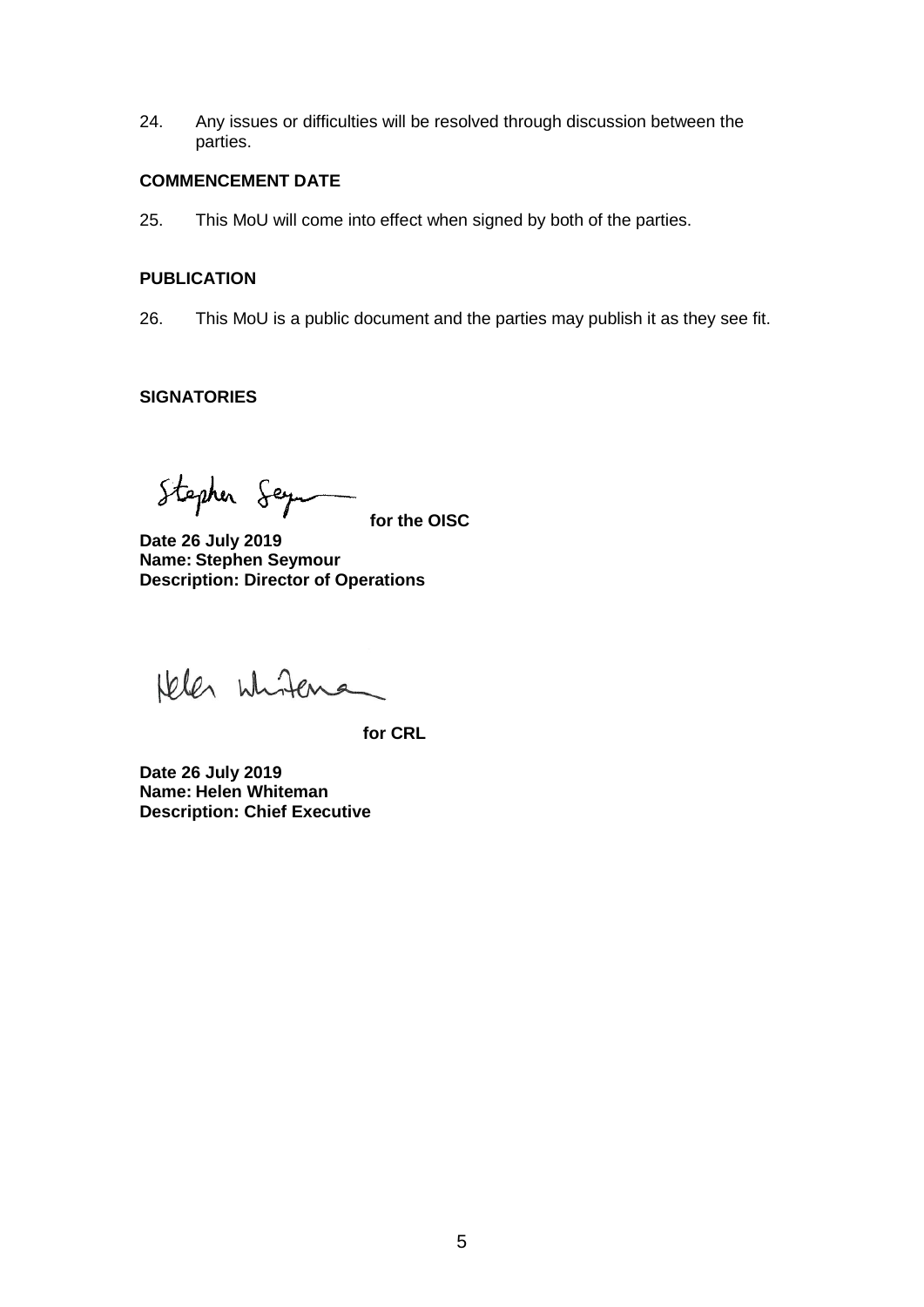24. Any issues or difficulties will be resolved through discussion between the parties.

**COMMENCEMENT DATE**

25. This MoU will come into effect when signed by both of the parties.

**PUBLICATION**

26. This MoU is a public document and the parties may publish it as they see fit.

**SIGNATORIES**

**for the OISC**

**Date 26 July 2019**
**Name: Stephen Seymour**
**Description: Director of Operations**

**for CRL**

**Date 26 July 2019**
**Name: Helen Whiteman**
**Description: Chief Executive**